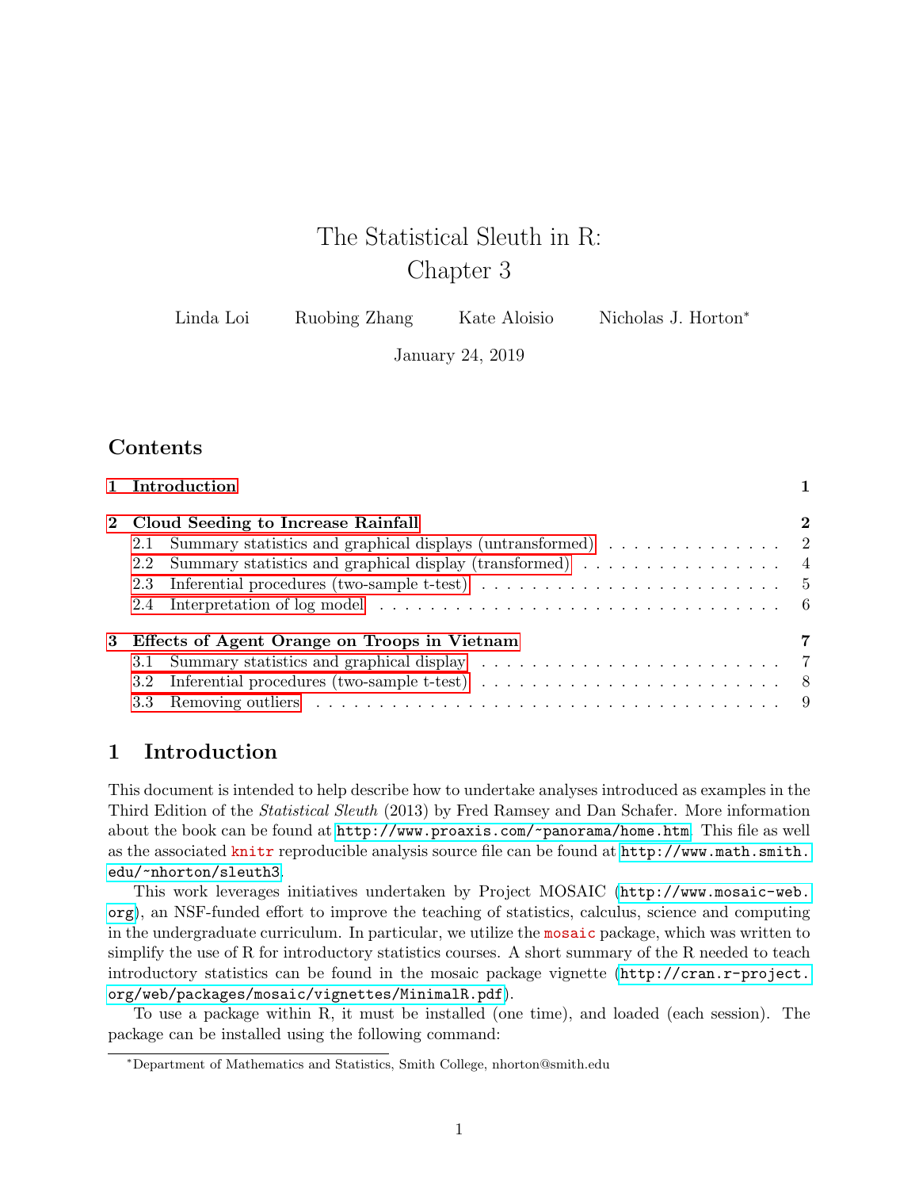# The Statistical Sleuth in R: Chapter 3

Linda Loi Ruobing Zhang Kate Aloisio Nicholas J. Horton*

January 24, 2019

## Contents

1 Introduction 1

2 Cloud Seeding to Increase Rainfall 2
- 2.1 Summary statistics and graphical displays (untransformed) 2
- 2.2 Summary statistics and graphical display (transformed) 4
- 2.3 Inferential procedures (two-sample t-test) 5
- 2.4 Interpretation of log model 6

3 Effects of Agent Orange on Troops in Vietnam 7
- 3.1 Summary statistics and graphical display 7
- 3.2 Inferential procedures (two-sample t-test) 8
- 3.3 Removing outliers 9

## 1 Introduction

This document is intended to help describe how to undertake analyses introduced as examples in the Third Edition of the *Statistical Sleuth* (2013) by Fred Ramsey and Dan Schafer. More information about the book can be found at `http://www.proaxis.com/~panorama/home.htm`. This file as well as the associated `knitr` reproducible analysis source file can be found at `http://www.math.smith.edu/~nhorton/sleuth3`.

This work leverages initiatives undertaken by Project MOSAIC (`http://www.mosaic-web.org`), an NSF-funded effort to improve the teaching of statistics, calculus, science and computing in the undergraduate curriculum. In particular, we utilize the `mosaic` package, which was written to simplify the use of R for introductory statistics courses. A short summary of the R needed to teach introductory statistics can be found in the mosaic package vignette (`http://cran.r-project.org/web/packages/mosaic/vignettes/MinimalR.pdf`).

To use a package within R, it must be installed (one time), and loaded (each session). The package can be installed using the following command:

*Department of Mathematics and Statistics, Smith College, nhorton@smith.edu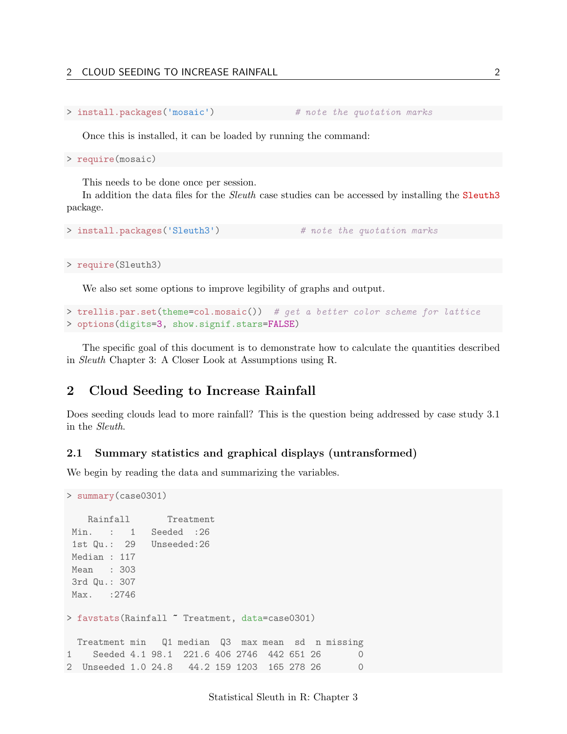```
> install.packages('mosaic')               # note the quotation marks
```

Once this is installed, it can be loaded by running the command:

```
> require(mosaic)
```

This needs to be done once per session.

In addition the data files for the *Sleuth* case studies can be accessed by installing the `Sleuth3` package.

```
> install.packages('Sleuth3')               # note the quotation marks
```

```
> require(Sleuth3)
```

We also set some options to improve legibility of graphs and output.

```
> trellis.par.set(theme=col.mosaic())  # get a better color scheme for lattice
> options(digits=3, show.signif.stars=FALSE)
```

The specific goal of this document is to demonstrate how to calculate the quantities described in *Sleuth* Chapter 3: A Closer Look at Assumptions using R.

## 2 Cloud Seeding to Increase Rainfall

Does seeding clouds lead to more rainfall? This is the question being addressed by case study 3.1 in the *Sleuth*.

### 2.1 Summary statistics and graphical displays (untransformed)

We begin by reading the data and summarizing the variables.

```
> summary(case0301)

    Rainfall       Treatment 
 Min.   :   1   Seeded  :26  
 1st Qu.:  29   Unseeded:26  
 Median : 117                
 Mean   : 303                
 3rd Qu.: 307                
 Max.   :2746                

> favstats(Rainfall ~ Treatment, data=case0301)

  Treatment min   Q1 median  Q3  max mean  sd  n missing
1    Seeded 4.1 98.1  221.6 406 2746  442 651 26       0
2  Unseeded 1.0 24.8   44.2 159 1203  165 278 26       0
```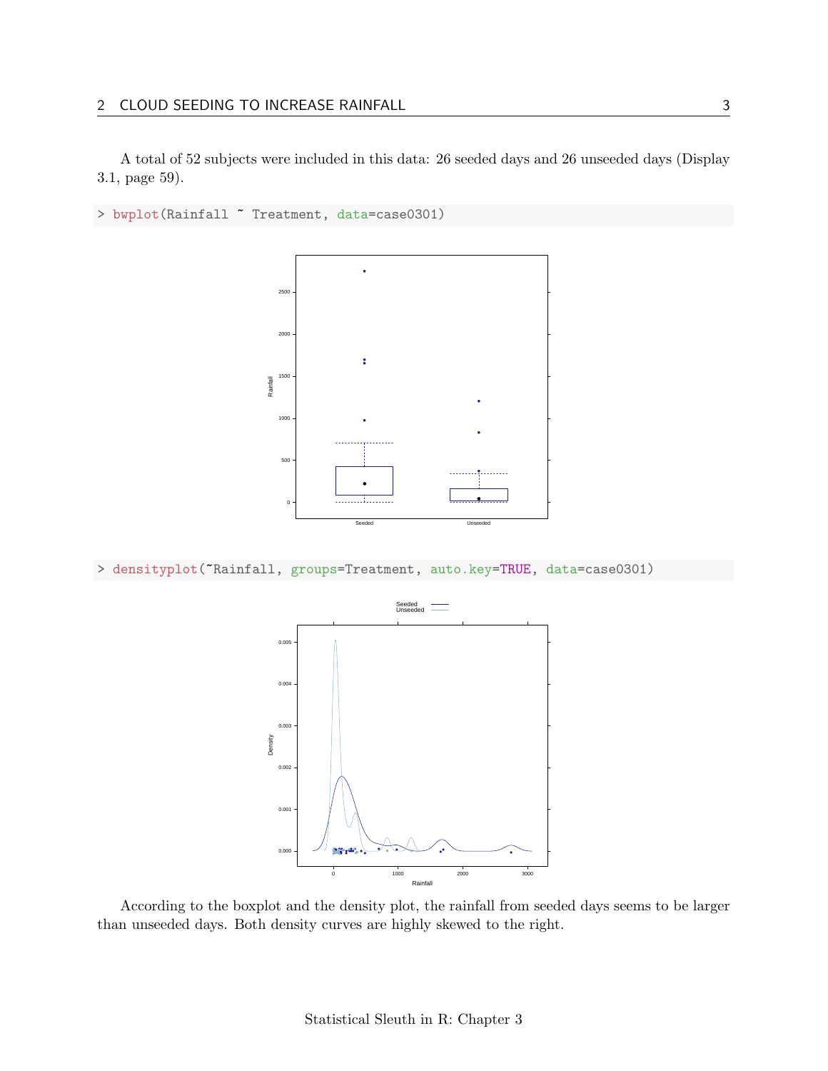A total of 52 subjects were included in this data: 26 seeded days and 26 unseeded days (Display 3.1, page 59).

```
> bwplot(Rainfall ~ Treatment, data=case0301)
```

```
> densityplot(~Rainfall, groups=Treatment, auto.key=TRUE, data=case0301)
```

According to the boxplot and the density plot, the rainfall from seeded days seems to be larger than unseeded days. Both density curves are highly skewed to the right.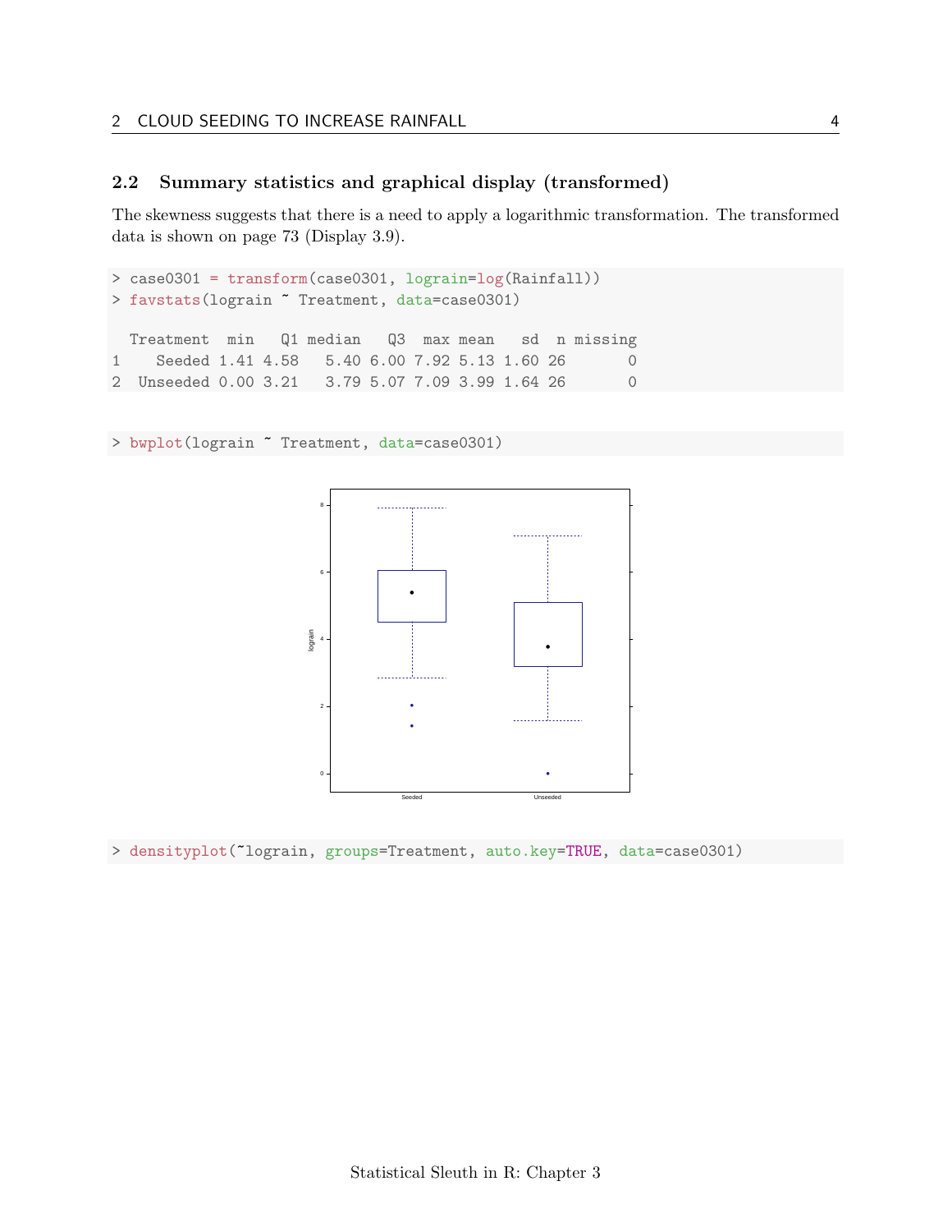## 2.2 Summary statistics and graphical display (transformed)

The skewness suggests that there is a need to apply a logarithmic transformation. The transformed data is shown on page 73 (Display 3.9).

```
> case0301 = transform(case0301, lograin=log(Rainfall))
> favstats(lograin ~ Treatment, data=case0301)

  Treatment  min   Q1 median   Q3  max mean   sd  n missing
1    Seeded 1.41 4.58   5.40 6.00 7.92 5.13 1.60 26       0
2  Unseeded 0.00 3.21   3.79 5.07 7.09 3.99 1.64 26       0
```

```
> bwplot(lograin ~ Treatment, data=case0301)
```

```
> densityplot(~lograin, groups=Treatment, auto.key=TRUE, data=case0301)
```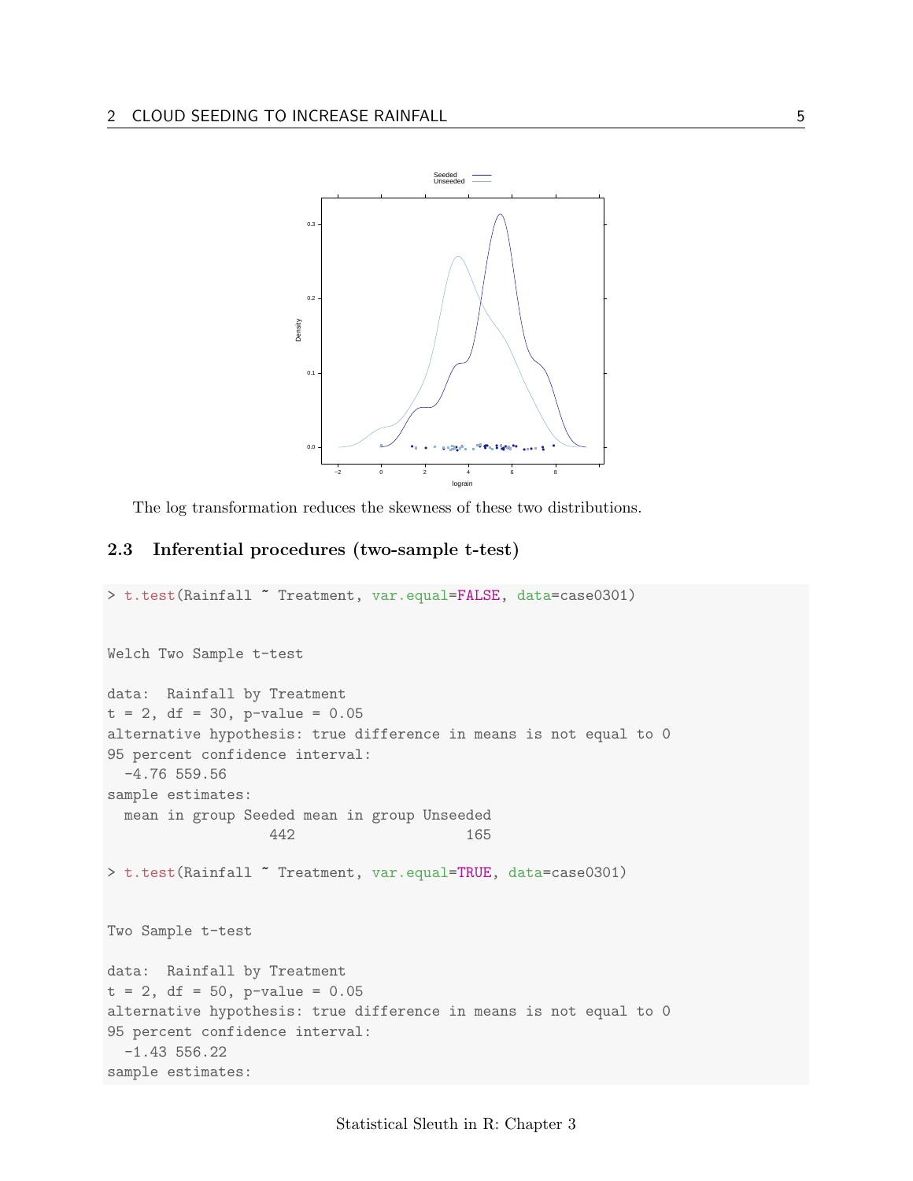The log transformation reduces the skewness of these two distributions.

### 2.3 Inferential procedures (two-sample t-test)

```
> t.test(Rainfall ~ Treatment, var.equal=FALSE, data=case0301)


Welch Two Sample t-test

data:  Rainfall by Treatment
t = 2, df = 30, p-value = 0.05
alternative hypothesis: true difference in means is not equal to 0
95 percent confidence interval:
  -4.76 559.56
sample estimates:
  mean in group Seeded mean in group Unseeded
                   442                    165

> t.test(Rainfall ~ Treatment, var.equal=TRUE, data=case0301)


Two Sample t-test

data:  Rainfall by Treatment
t = 2, df = 50, p-value = 0.05
alternative hypothesis: true difference in means is not equal to 0
95 percent confidence interval:
  -1.43 556.22
sample estimates:
```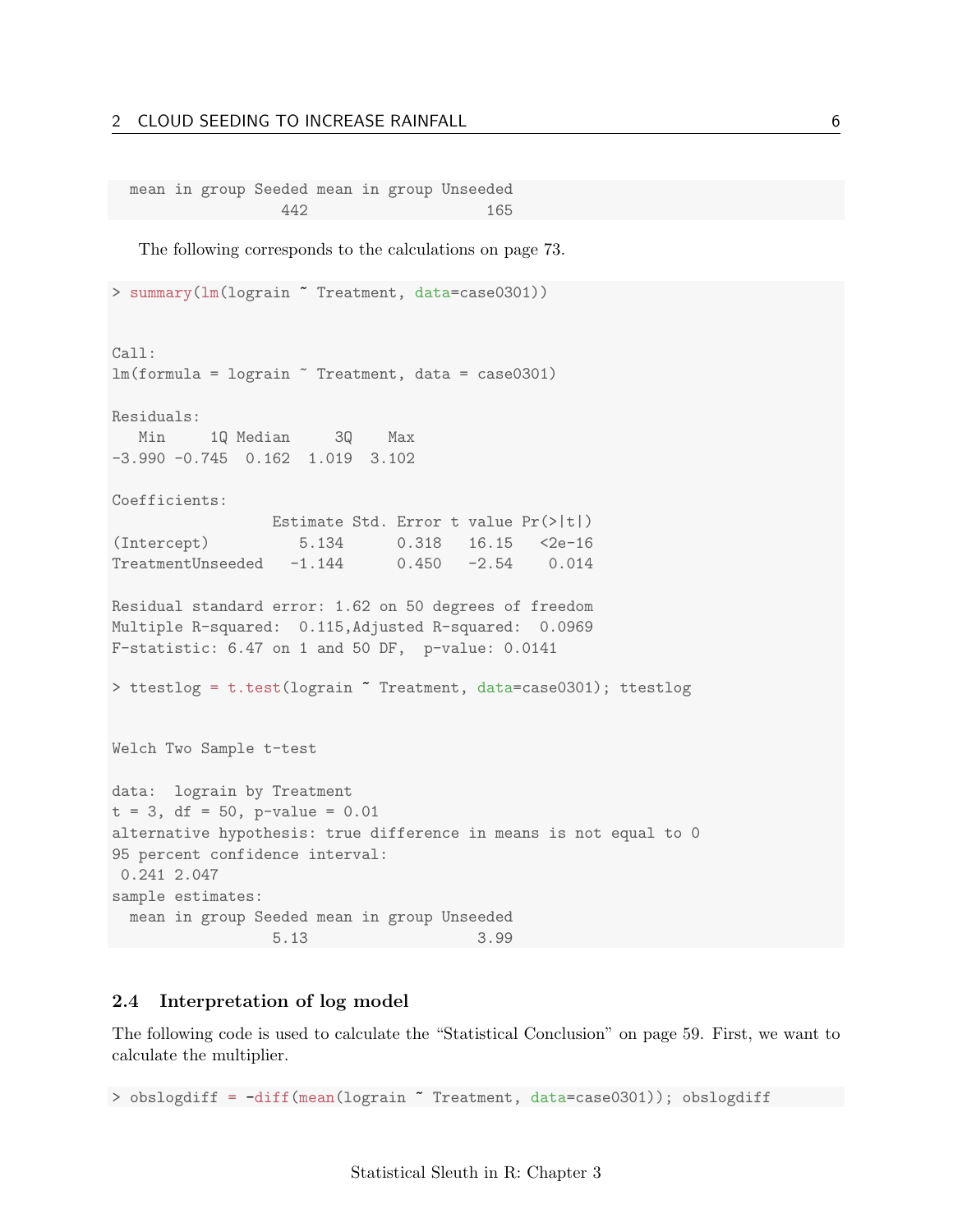```
  mean in group Seeded mean in group Unseeded 
                 442                   165 
```

The following corresponds to the calculations on page 73.

```
> summary(lm(lograin ~ Treatment, data=case0301))


Call:
lm(formula = lograin ~ Treatment, data = case0301)

Residuals:
   Min     1Q Median     3Q    Max 
-3.990 -0.745  0.162  1.019  3.102 

Coefficients:
                  Estimate Std. Error t value Pr(>|t|)
(Intercept)          5.134      0.318   16.15   <2e-16
TreatmentUnseeded   -1.144      0.450   -2.54    0.014

Residual standard error: 1.62 on 50 degrees of freedom
Multiple R-squared:  0.115,Adjusted R-squared:  0.0969 
F-statistic: 6.47 on 1 and 50 DF,  p-value: 0.0141 

> ttestlog = t.test(lograin ~ Treatment, data=case0301); ttestlog


Welch Two Sample t-test

data:  lograin by Treatment 
t = 3, df = 50, p-value = 0.01
alternative hypothesis: true difference in means is not equal to 0 
95 percent confidence interval:
 0.241 2.047 
sample estimates:
  mean in group Seeded mean in group Unseeded 
                5.13                   3.99 
```

### 2.4 Interpretation of log model

The following code is used to calculate the "Statistical Conclusion" on page 59. First, we want to calculate the multiplier.

```
> obslogdiff = -diff(mean(lograin ~ Treatment, data=case0301)); obslogdiff
```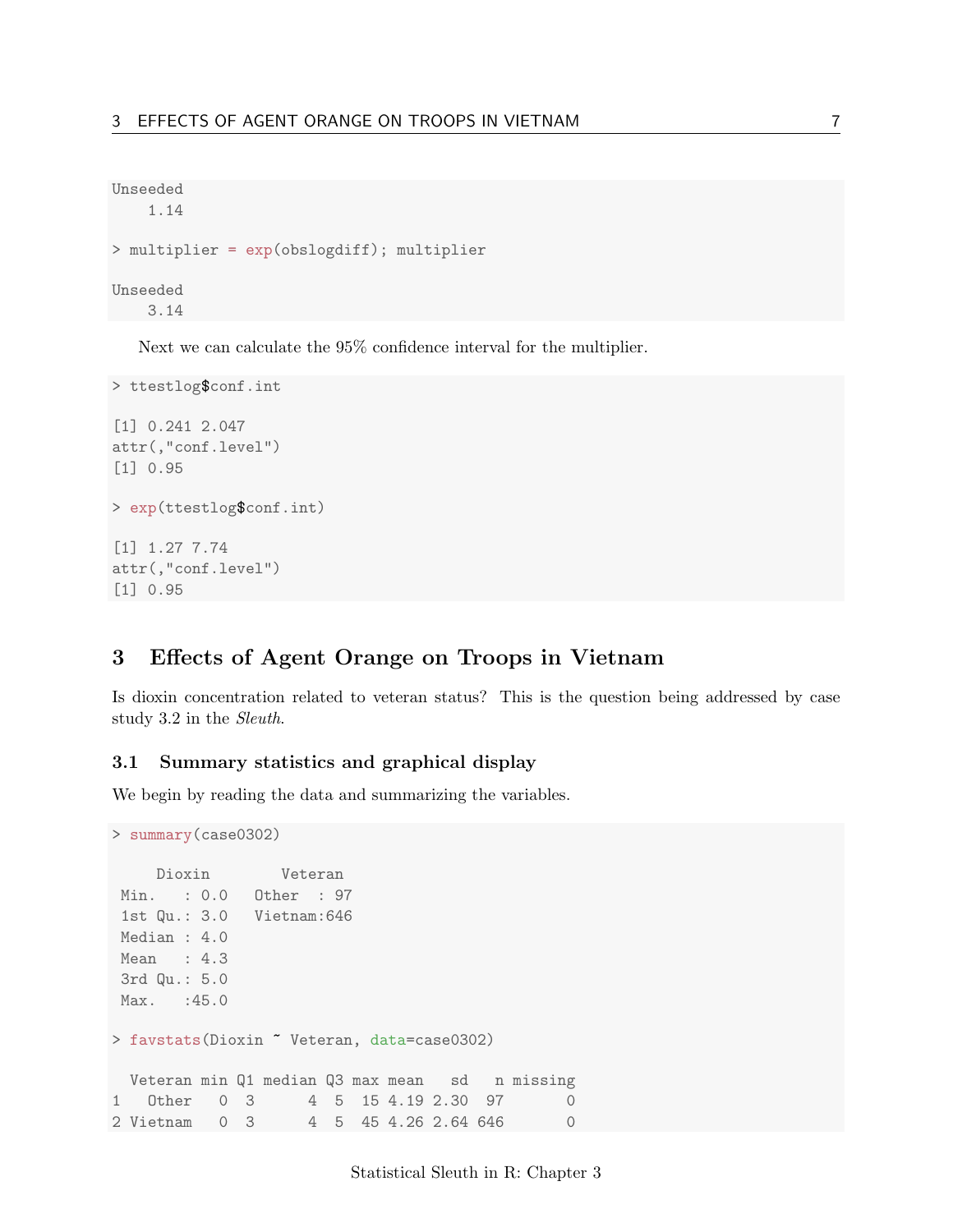```
Unseeded
    1.14

> multiplier = exp(obslogdiff); multiplier

Unseeded
    3.14
```

Next we can calculate the 95% confidence interval for the multiplier.

```
> ttestlog$conf.int

[1] 0.241 2.047
attr(,"conf.level")
[1] 0.95

> exp(ttestlog$conf.int)

[1] 1.27 7.74
attr(,"conf.level")
[1] 0.95
```

# 3 Effects of Agent Orange on Troops in Vietnam

Is dioxin concentration related to veteran status? This is the question being addressed by case study 3.2 in the *Sleuth*.

## 3.1 Summary statistics and graphical display

We begin by reading the data and summarizing the variables.

```
> summary(case0302)

     Dioxin        Veteran
 Min.   : 0.0   Other  : 97
 1st Qu.: 3.0   Vietnam:646
 Median : 4.0
 Mean   : 4.3
 3rd Qu.: 5.0
 Max.   :45.0

> favstats(Dioxin ~ Veteran, data=case0302)

  Veteran min Q1 median Q3 max mean   sd   n missing
1   Other   0  3      4  5  15 4.19 2.30  97       0
2 Vietnam   0  3      4  5  45 4.26 2.64 646       0
```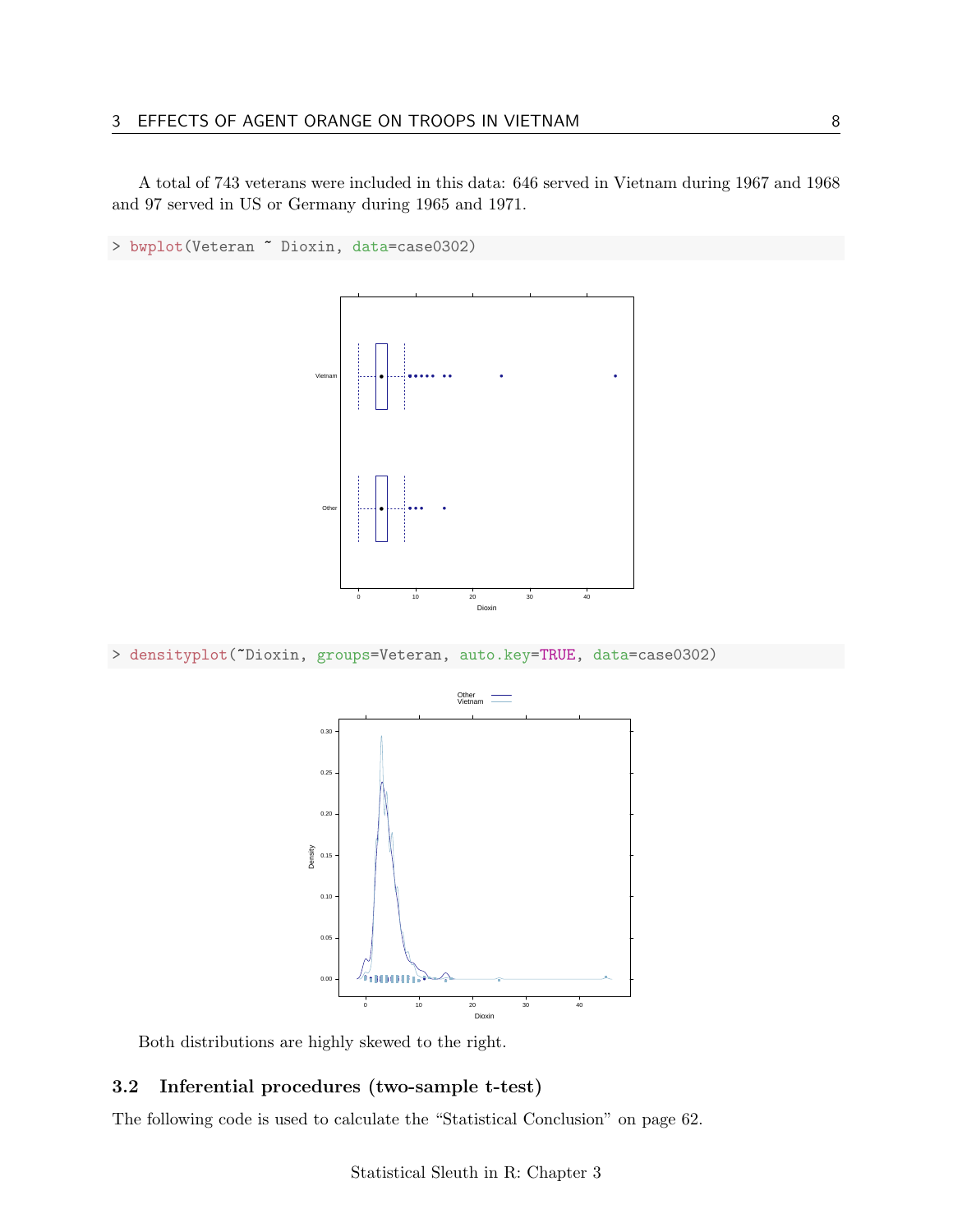A total of 743 veterans were included in this data: 646 served in Vietnam during 1967 and 1968 and 97 served in US or Germany during 1965 and 1971.

```
> bwplot(Veteran ~ Dioxin, data=case0302)
```

```
> densityplot(~Dioxin, groups=Veteran, auto.key=TRUE, data=case0302)
```

Both distributions are highly skewed to the right.

### 3.2 Inferential procedures (two-sample t-test)

The following code is used to calculate the "Statistical Conclusion" on page 62.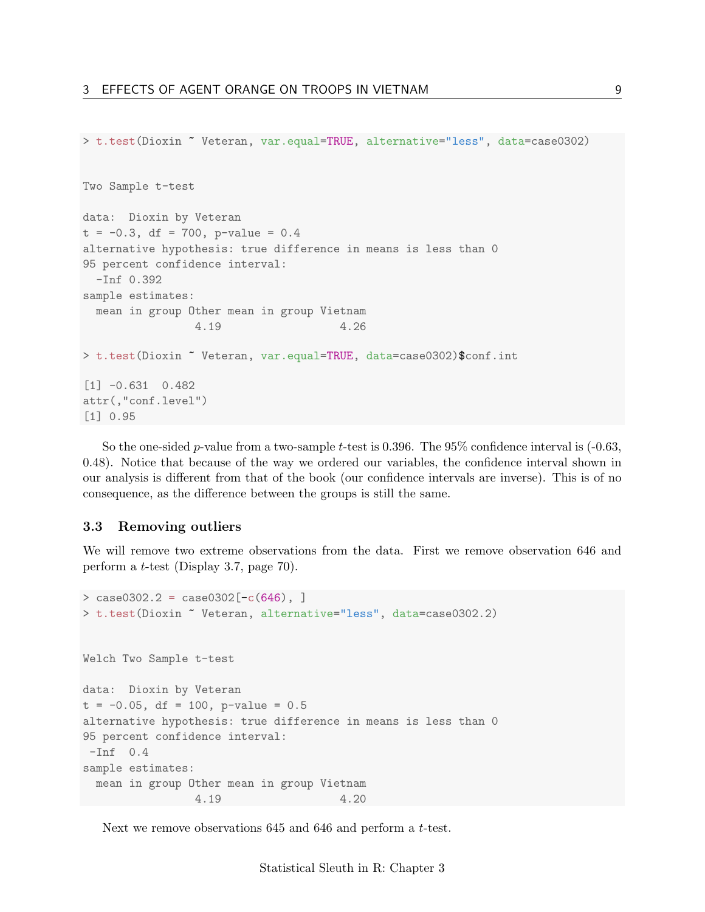```
> t.test(Dioxin ~ Veteran, var.equal=TRUE, alternative="less", data=case0302)


Two Sample t-test

data:  Dioxin by Veteran
t = -0.3, df = 700, p-value = 0.4
alternative hypothesis: true difference in means is less than 0
95 percent confidence interval:
  -Inf 0.392
sample estimates:
  mean in group Other mean in group Vietnam
                4.19                 4.26

> t.test(Dioxin ~ Veteran, var.equal=TRUE, data=case0302)$conf.int

[1] -0.631  0.482
attr(,"conf.level")
[1] 0.95
```

So the one-sided $p$-value from a two-sample $t$-test is 0.396. The 95% confidence interval is (-0.63, 0.48). Notice that because of the way we ordered our variables, the confidence interval shown in our analysis is different from that of the book (our confidence intervals are inverse). This is of no consequence, as the difference between the groups is still the same.

### 3.3 Removing outliers

We will remove two extreme observations from the data. First we remove observation 646 and perform a $t$-test (Display 3.7, page 70).

```
> case0302.2 = case0302[-c(646), ]
> t.test(Dioxin ~ Veteran, alternative="less", data=case0302.2)


Welch Two Sample t-test

data:  Dioxin by Veteran
t = -0.05, df = 100, p-value = 0.5
alternative hypothesis: true difference in means is less than 0
95 percent confidence interval:
 -Inf  0.4
sample estimates:
  mean in group Other mean in group Vietnam
                4.19                 4.20
```

Next we remove observations 645 and 646 and perform a $t$-test.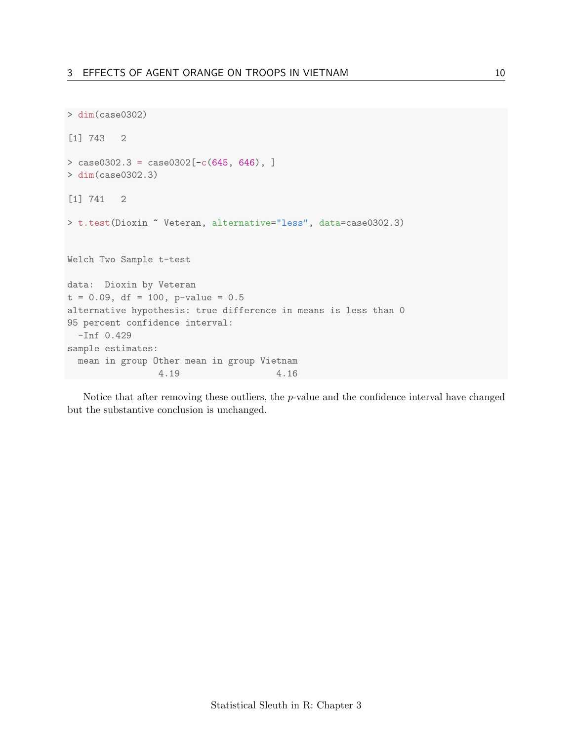```
> dim(case0302)

[1] 743   2

> case0302.3 = case0302[-c(645, 646), ]
> dim(case0302.3)

[1] 741   2

> t.test(Dioxin ~ Veteran, alternative="less", data=case0302.3)


Welch Two Sample t-test

data:  Dioxin by Veteran
t = 0.09, df = 100, p-value = 0.5
alternative hypothesis: true difference in means is less than 0
95 percent confidence interval:
  -Inf 0.429
sample estimates:
  mean in group Other mean in group Vietnam
                 4.19                  4.16
```

Notice that after removing these outliers, the $p$-value and the confidence interval have changed but the substantive conclusion is unchanged.